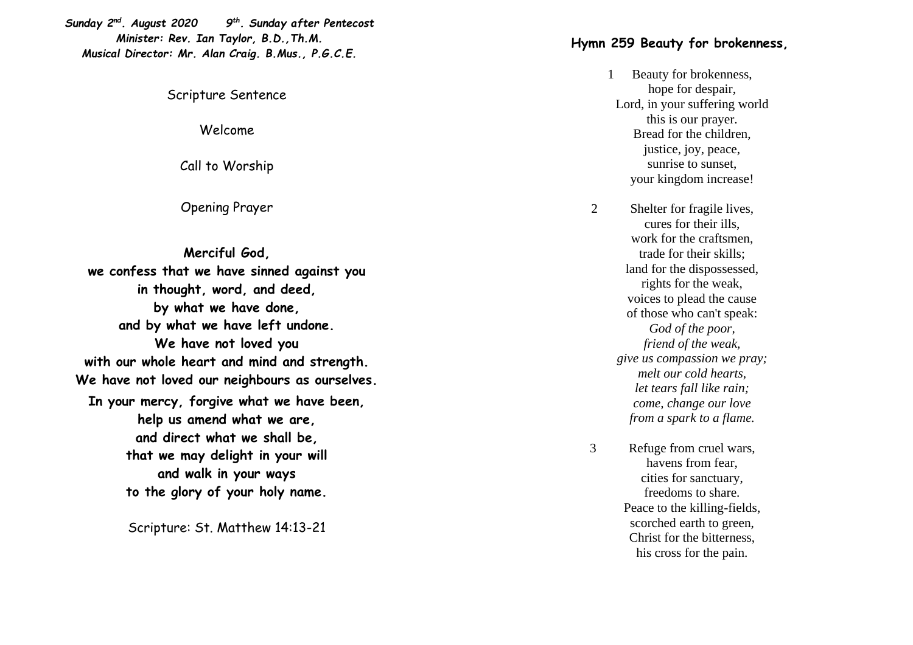***Sunday 2nd. August 2020      9th. Sunday after Pentecost***
***Minister: Rev. Ian Taylor, B.D.,Th.M.***
***Musical Director: Mr. Alan Craig. B.Mus., P.G.C.E.***

Scripture Sentence

Welcome

Call to Worship

Opening Prayer

**Merciful God,**
**we confess that we have sinned against you**
**in thought, word, and deed,**
**by what we have done,**
**and by what we have left undone.**
**We have not loved you**
**with our whole heart and mind and strength.**
**We have not loved our neighbours as ourselves.**
**In your mercy, forgive what we have been,**
**help us amend what we are,**
**and direct what we shall be,**
**that we may delight in your will**
**and walk in your ways**
**to the glory of your holy name.**

Scripture: St. Matthew 14:13-21

**Hymn 259 Beauty for brokenness,**

1 Beauty for brokenness,
hope for despair,
Lord, in your suffering world
this is our prayer.
Bread for the children,
justice, joy, peace,
sunrise to sunset,
your kingdom increase!

2 Shelter for fragile lives,
cures for their ills,
work for the craftsmen,
trade for their skills;
land for the dispossessed,
rights for the weak,
voices to plead the cause
of those who can't speak:
*God of the poor,*
*friend of the weak,*
*give us compassion we pray;*
*melt our cold hearts,*
*let tears fall like rain;*
*come, change our love*
*from a spark to a flame.*

3 Refuge from cruel wars,
havens from fear,
cities for sanctuary,
freedoms to share.
Peace to the killing-fields,
scorched earth to green,
Christ for the bitterness,
his cross for the pain.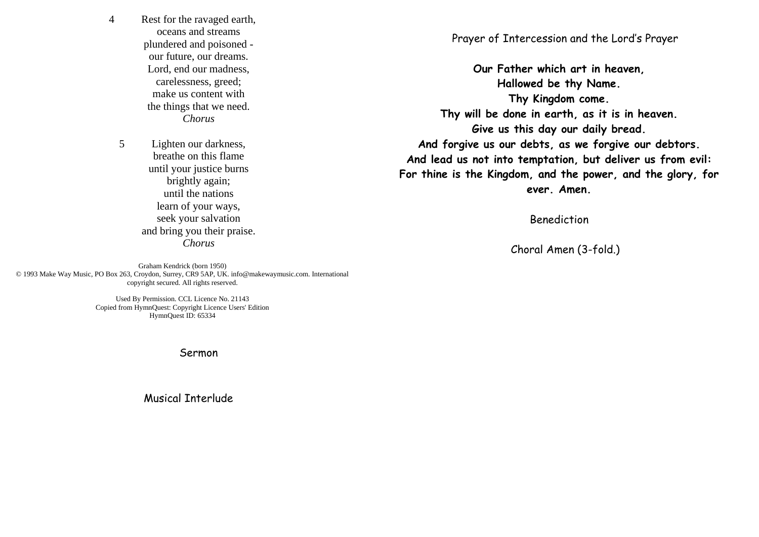4 Rest for the ravaged earth,
oceans and streams
plundered and poisoned -
our future, our dreams.
Lord, end our madness,
carelessness, greed;
make us content with
the things that we need.
*Chorus*

5 Lighten our darkness,
breathe on this flame
until your justice burns
brightly again;
until the nations
learn of your ways,
seek your salvation
and bring you their praise.
*Chorus*

Graham Kendrick (born 1950)
© 1993 Make Way Music, PO Box 263, Croydon, Surrey, CR9 5AP, UK. info@makewaymusic.com. International copyright secured. All rights reserved.

Used By Permission. CCL Licence No. 21143
Copied from HymnQuest: Copyright Licence Users' Edition
HymnQuest ID: 65334

Sermon

Musical Interlude

Prayer of Intercession and the Lord's Prayer

**Our Father which art in heaven,**
**Hallowed be thy Name.**
**Thy Kingdom come.**
**Thy will be done in earth, as it is in heaven.**
**Give us this day our daily bread.**
**And forgive us our debts, as we forgive our debtors.**
**And lead us not into temptation, but deliver us from evil:**
**For thine is the Kingdom, and the power, and the glory, for ever. Amen.**

Benediction

Choral Amen (3-fold.)